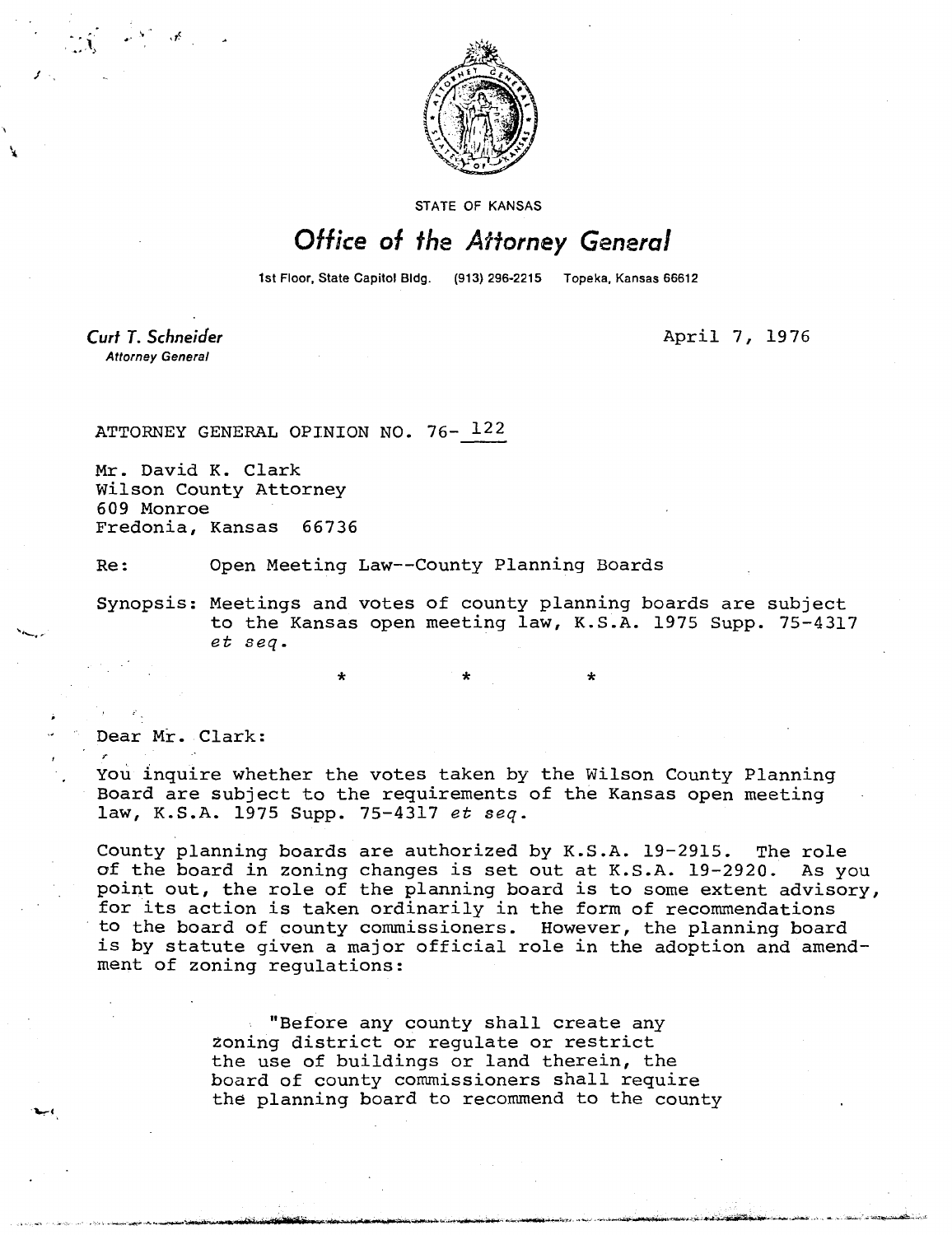STATE OF KANSAS

# Office of the Attorney General

1st Floor, State Capitol Bldg. (913) 296-2215 Topeka, Kansas 66612

**Curt T. Schneider**
*Attorney General*

April 7, 1976

ATTORNEY GENERAL OPINION NO. 76-122

Mr. David K. Clark
Wilson County Attorney
609 Monroe
Fredonia, Kansas 66736

Re: Open Meeting Law--County Planning Boards

Synopsis: Meetings and votes of county planning boards are subject to the Kansas open meeting law, K.S.A. 1975 Supp. 75-4317 *et seq.*

\* \* \*

Dear Mr. Clark:

You inquire whether the votes taken by the Wilson County Planning Board are subject to the requirements of the Kansas open meeting law, K.S.A. 1975 Supp. 75-4317 *et seq.*

County planning boards are authorized by K.S.A. 19-2915. The role of the board in zoning changes is set out at K.S.A. 19-2920. As you point out, the role of the planning board is to some extent advisory, for its action is taken ordinarily in the form of recommendations to the board of county commissioners. However, the planning board is by statute given a major official role in the adoption and amendment of zoning regulations:

> "Before any county shall create any zoning district or regulate or restrict the use of buildings or land therein, the board of county commissioners shall require the planning board to recommend to the county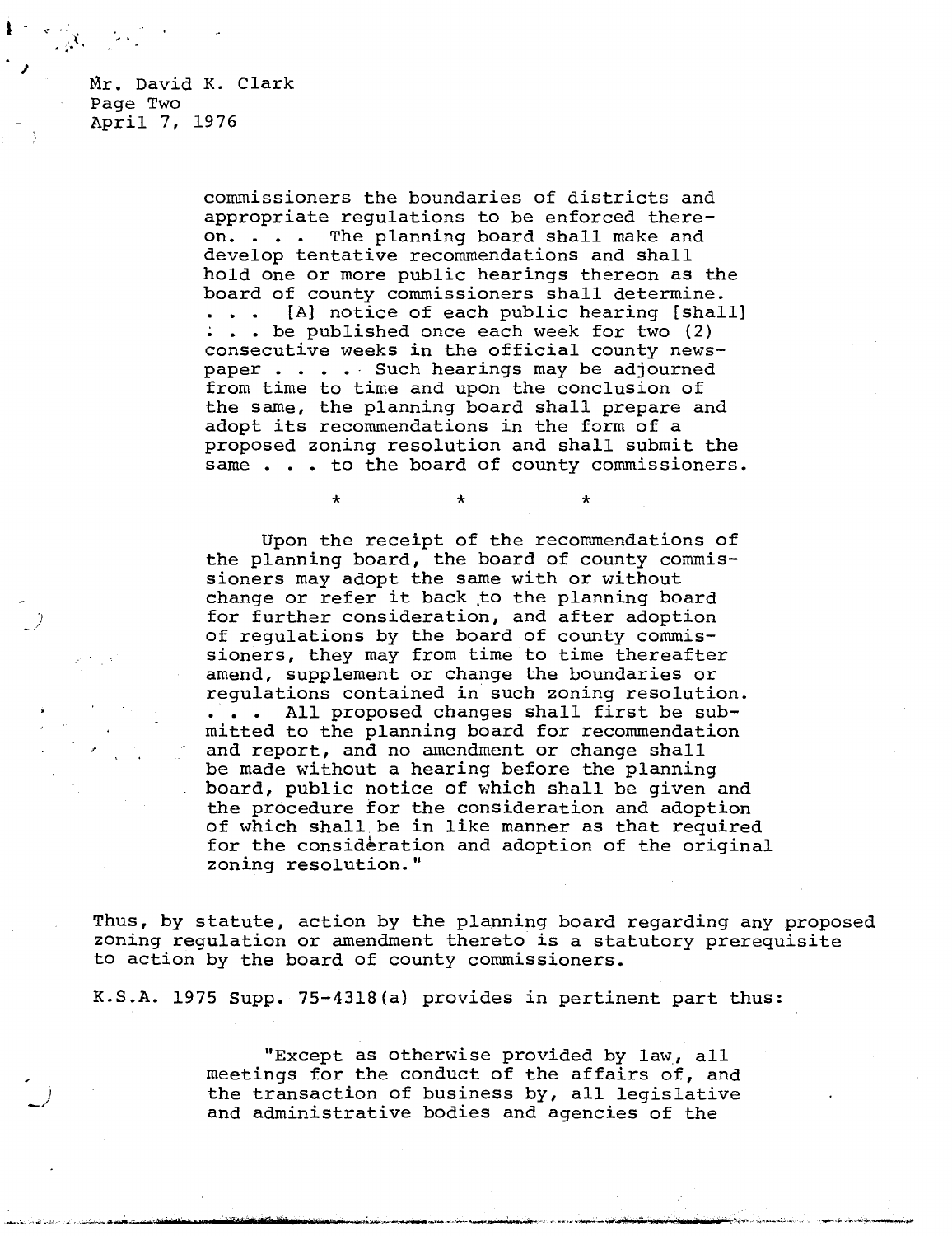Mr. David K. Clark
Page Two
April 7, 1976

> commissioners the boundaries of districts and appropriate regulations to be enforced thereon. . . . The planning board shall make and develop tentative recommendations and shall hold one or more public hearings thereon as the board of county commissioners shall determine. . . . [A] notice of each public hearing [shall] . . . be published once each week for two (2) consecutive weeks in the official county newspaper . . . . Such hearings may be adjourned from time to time and upon the conclusion of the same, the planning board shall prepare and adopt its recommendations in the form of a proposed zoning resolution and shall submit the same . . . to the board of county commissioners.
>
> \*          \*          \*
>
> Upon the receipt of the recommendations of the planning board, the board of county commissioners may adopt the same with or without change or refer it back to the planning board for further consideration, and after adoption of regulations by the board of county commissioners, they may from time to time thereafter amend, supplement or change the boundaries or regulations contained in such zoning resolution. . . . All proposed changes shall first be submitted to the planning board for recommendation and report, and no amendment or change shall be made without a hearing before the planning board, public notice of which shall be given and the procedure for the consideration and adoption of which shall be in like manner as that required for the consideration and adoption of the original zoning resolution."

Thus, by statute, action by the planning board regarding any proposed zoning regulation or amendment thereto is a statutory prerequisite to action by the board of county commissioners.

K.S.A. 1975 Supp. 75-4318(a) provides in pertinent part thus:

> "Except as otherwise provided by law, all meetings for the conduct of the affairs of, and the transaction of business by, all legislative and administrative bodies and agencies of the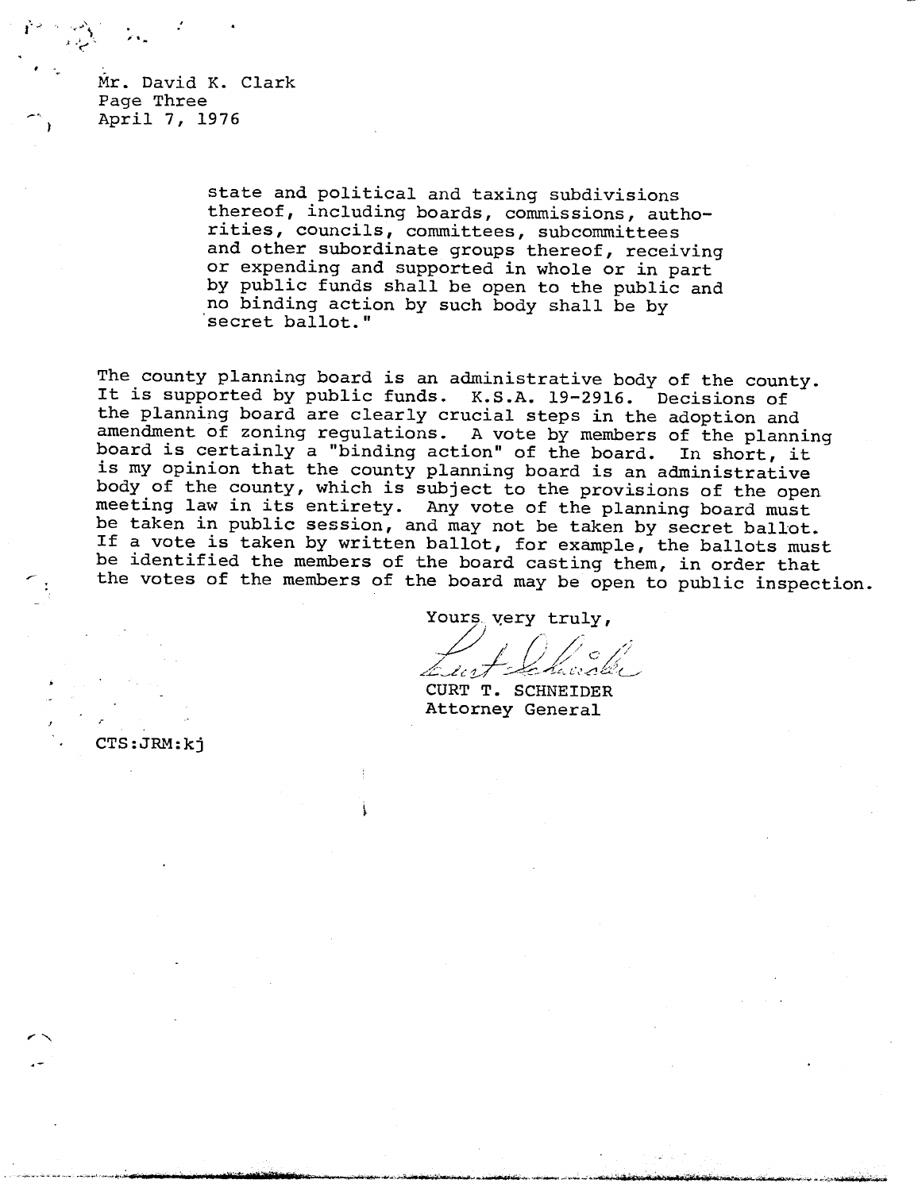Mr. David K. Clark
Page Three
April 7, 1976

> state and political and taxing subdivisions thereof, including boards, commissions, authorities, councils, committees, subcommittees and other subordinate groups thereof, receiving or expending and supported in whole or in part by public funds shall be open to the public and no binding action by such body shall be by secret ballot."

The county planning board is an administrative body of the county. It is supported by public funds. K.S.A. 19-2916. Decisions of the planning board are clearly crucial steps in the adoption and amendment of zoning regulations. A vote by members of the planning board is certainly a "binding action" of the board. In short, it is my opinion that the county planning board is an administrative body of the county, which is subject to the provisions of the open meeting law in its entirety. Any vote of the planning board must be taken in public session, and may not be taken by secret ballot. If a vote is taken by written ballot, for example, the ballots must be identified the members of the board casting them, in order that the votes of the members of the board may be open to public inspection.

Yours very truly,

CURT T. SCHNEIDER
Attorney General

CTS:JRM:kj